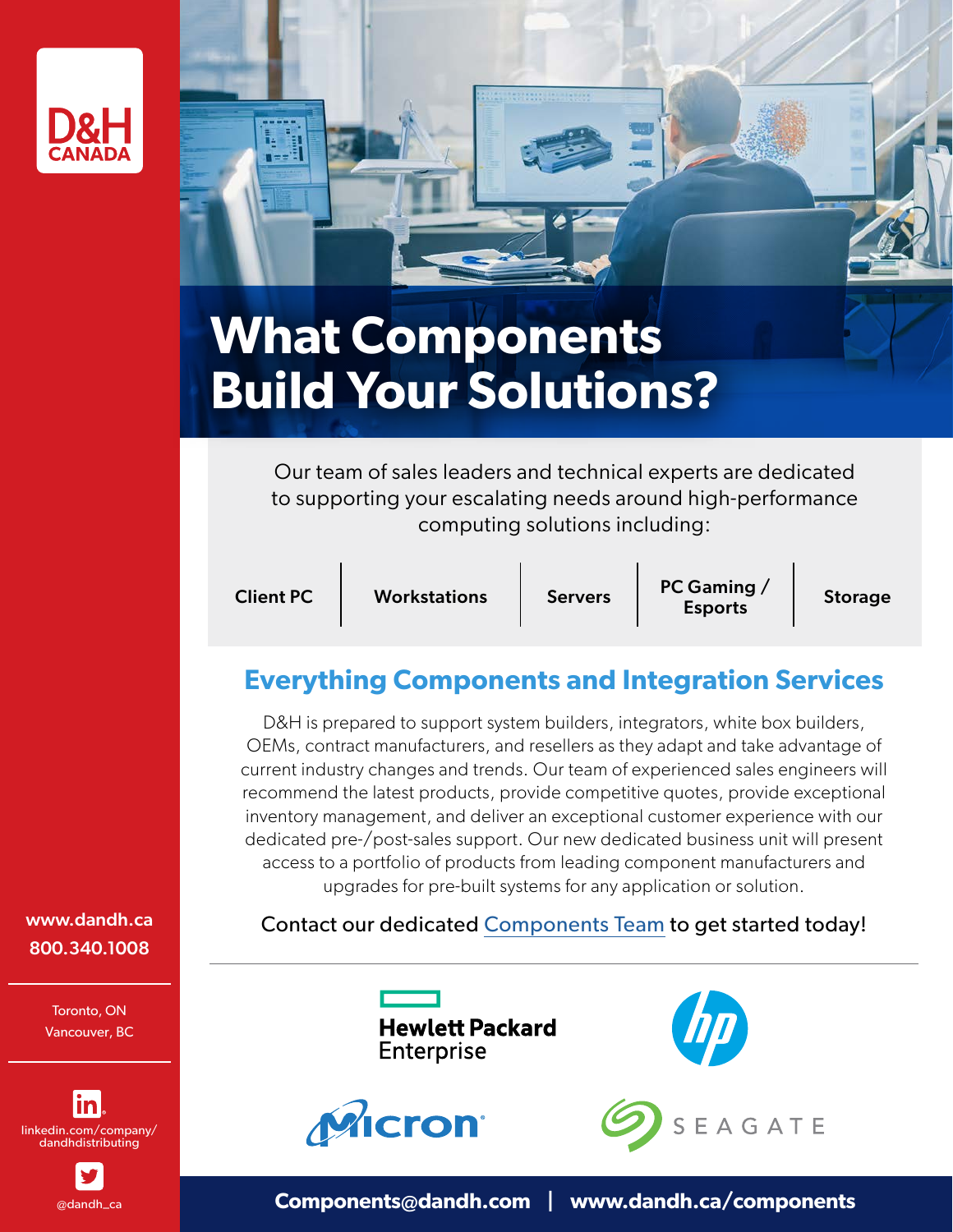D&H CANADA

# What Components Build Your Solutions?

Our team of sales leaders and technical experts are dedicated to supporting your escalating needs around high-performance computing solutions including:

| Client PC | Workstations | Servers | PC Gaming / Esports | Storage |
|---|---|---|---|---|

## Everything Components and Integration Services

D&H is prepared to support system builders, integrators, white box builders, OEMs, contract manufacturers, and resellers as they adapt and take advantage of current industry changes and trends. Our team of experienced sales engineers will recommend the latest products, provide competitive quotes, provide exceptional inventory management, and deliver an exceptional customer experience with our dedicated pre-/post-sales support. Our new dedicated business unit will present access to a portfolio of products from leading component manufacturers and upgrades for pre-built systems for any application or solution.

Contact our dedicated Components Team to get started today!

Hewlett Packard Enterprise

hp

Micron

SEAGATE

**Components@dandh.com | www.dandh.ca/components**

**www.dandh.ca**
**800.340.1008**

Toronto, ON
Vancouver, BC

linkedin.com/company/dandhdistributing

@dandh_ca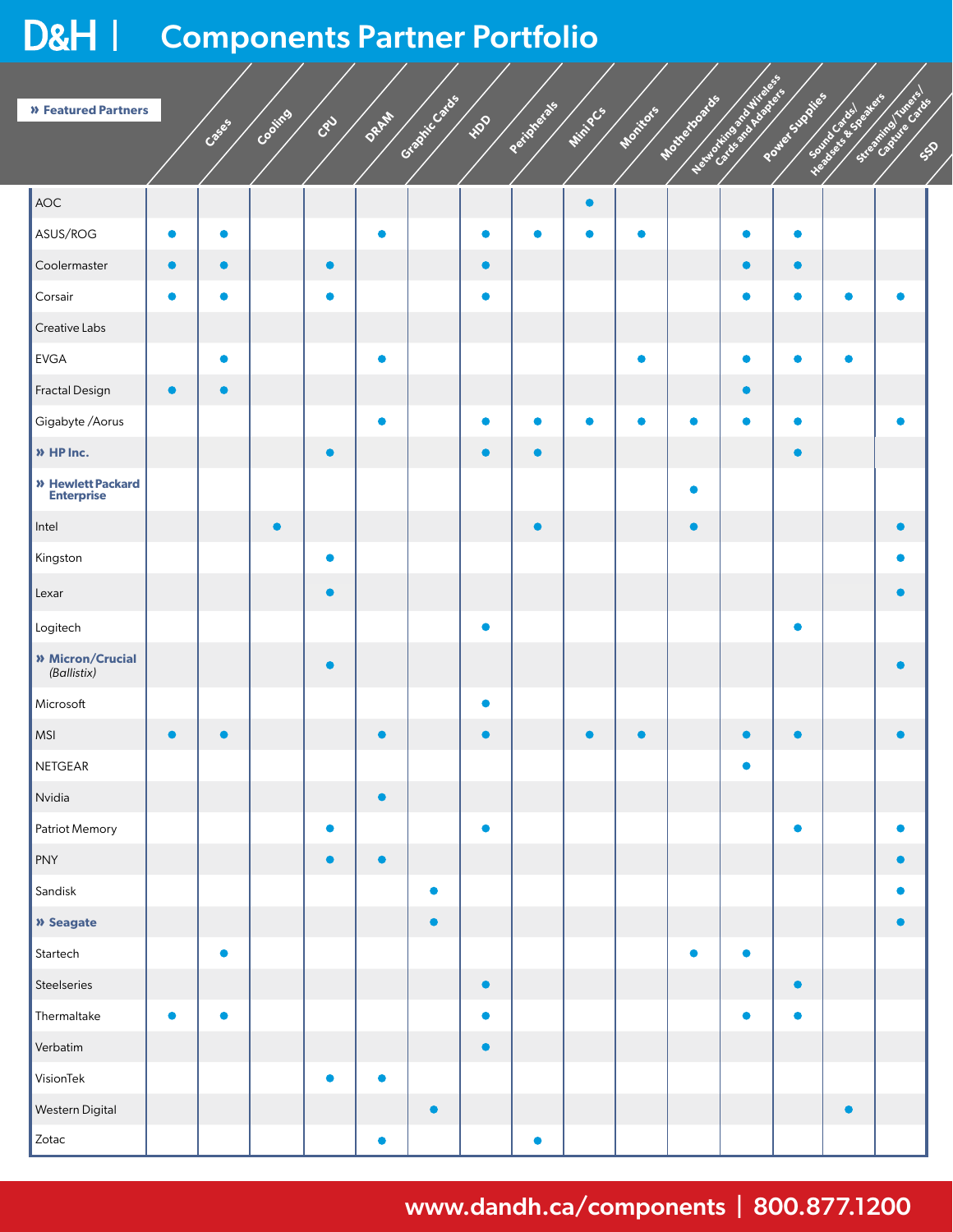# D&H | Components Partner Portfolio

» Featured Partners

| | Cases | Cooling | CPU | DRAM | Graphic Cards | HDD | Peripherals | Mini PCs | Monitors | Motherboards | Networking and Wireless Cards and Adapters | Power Supplies | Sound Cards/ Headsets & Speakers | Streaming/Tuners/ Capture Cards | SSD |
|---|---|---|---|---|---|---|---|---|---|---|---|---|---|---|---|
| AOC | | | | | | | | | ● | | | | | | |
| ASUS/ROG | ● | ● | | | ● | | ● | ● | ● | ● | | ● | ● | | |
| Coolermaster | ● | ● | | ● | | | ● | | | | | ● | ● | | |
| Corsair | ● | ● | | ● | | | ● | | | | | ● | ● | ● | ● |
| Creative Labs | | | | | | | | | | | | | | | |
| EVGA | | ● | | | ● | | | | | ● | | ● | ● | ● | |
| Fractal Design | ● | ● | | | | | | | | | | ● | | | |
| Gigabyte /Aorus | | | | | ● | | ● | ● | ● | ● | ● | ● | ● | | ● |
| **» HP Inc.** | | | | ● | | | ● | ● | | | | | ● | | |
| **» Hewlett Packard Enterprise** | | | | | | | | | | | ● | | | | |
| Intel | | | ● | | | | | ● | | | ● | | | | ● |
| Kingston | | | | ● | | | | | | | | | | | ● |
| Lexar | | | | ● | | | | | | | | | | | ● |
| Logitech | | | | | | | ● | | | | | | ● | | |
| **» Micron/Crucial** *(Ballistix)* | | | | ● | | | | | | | | | | | ● |
| Microsoft | | | | | | | ● | | | | | | | | |
| MSI | ● | ● | | | ● | | ● | | ● | ● | | ● | ● | | ● |
| NETGEAR | | | | | | | | | | | | ● | | | |
| Nvidia | | | | | ● | | | | | | | | | | |
| Patriot Memory | | | | ● | | | ● | | | | | | ● | | ● |
| PNY | | | | ● | ● | | | | | | | | | | ● |
| Sandisk | | | | | | ● | | | | | | | | | ● |
| **» Seagate** | | | | | | ● | | | | | | | | | ● |
| Startech | | ● | | | | | | | | | ● | ● | | | |
| Steelseries | | | | | | | ● | | | | | | ● | | |
| Thermaltake | ● | ● | | | | | ● | | | | | ● | ● | | |
| Verbatim | | | | | | | ● | | | | | | | | |
| VisionTek | | | | ● | ● | | | | | | | | | | |
| Western Digital | | | | | | ● | | | | | | | | ● | |
| Zotac | | | | | ● | | | ● | | | | | | | |

www.dandh.ca/components | 800.877.1200